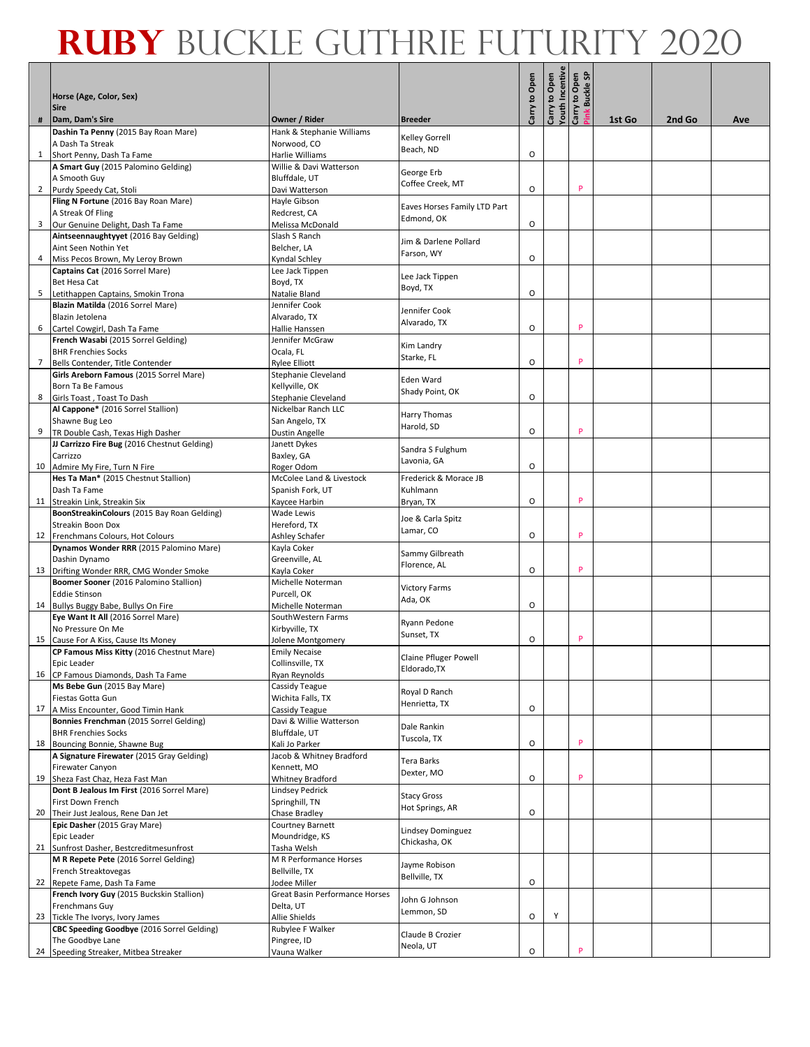# RUBY BUCKLE GUTHRIE FUTURITY 2020

| # | Horse (Age, Color, Sex)<br>Sire<br>Dam, Dam's Sire | Owner / Rider | Breeder | Carry to Open | Carry to Open Youth Incentive | Carry to Open Pink Buckle SP | 1st Go | 2nd Go | Ave |
|---|---|---|---|---|---|---|---|---|---|
| 1 | **Dashin Ta Penny** (2015 Bay Roan Mare)<br>A Dash Ta Streak<br>Short Penny, Dash Ta Fame | Hank & Stephanie Williams<br>Norwood, CO<br>Harlie Williams | Kelley Gorrell<br>Beach, ND | O | | | | | |
| 2 | **A Smart Guy** (2015 Palomino Gelding)<br>A Smooth Guy<br>Purdy Speedy Cat, Stoli | Willie & Davi Watterson<br>Bluffdale, UT<br>Davi Watterson | George Erb<br>Coffee Creek, MT | O | | P | | | |
| 3 | **Fling N Fortune** (2016 Bay Roan Mare)<br>A Streak Of Fling<br>Our Genuine Delight, Dash Ta Fame | Hayle Gibson<br>Redcrest, CA<br>Melissa McDonald | Eaves Horses Family LTD Part<br>Edmond, OK | O | | | | | |
| 4 | **Aintseennaughtyyet** (2016 Bay Gelding)<br>Aint Seen Nothin Yet<br>Miss Pecos Brown, My Leroy Brown | Slash S Ranch<br>Belcher, LA<br>Kyndal Schley | Jim & Darlene Pollard<br>Farson, WY | O | | | | | |
| 5 | **Captains Cat** (2016 Sorrel Mare)<br>Bet Hesa Cat<br>Letithappen Captains, Smokin Trona | Lee Jack Tippen<br>Boyd, TX<br>Natalie Bland | Lee Jack Tippen<br>Boyd, TX | O | | | | | |
| 6 | **Blazin Matilda** (2016 Sorrel Mare)<br>Blazin Jetolena<br>Cartel Cowgirl, Dash Ta Fame | Jennifer Cook<br>Alvarado, TX<br>Hallie Hanssen | Jennifer Cook<br>Alvarado, TX | O | | P | | | |
| 7 | **French Wasabi** (2015 Sorrel Gelding)<br>BHR Frenchies Socks<br>Bells Contender, Title Contender | Jennifer McGraw<br>Ocala, FL<br>Rylee Elliott | Kim Landry<br>Starke, FL | O | | P | | | |
| 8 | **Girls Areborn Famous** (2015 Sorrel Mare)<br>Born Ta Be Famous<br>Girls Toast , Toast To Dash | Stephanie Cleveland<br>Kellyville, OK<br>Stephanie Cleveland | Eden Ward<br>Shady Point, OK | O | | | | | |
| 9 | **Al Cappone*** (2016 Sorrel Stallion)<br>Shawne Bug Leo<br>TR Double Cash, Texas High Dasher | Nickelbar Ranch LLC<br>San Angelo, TX<br>Dustin Angelle | Harry Thomas<br>Harold, SD | O | | P | | | |
| 10 | **JJ Carrizzo Fire Bug** (2016 Chestnut Gelding)<br>Carrizzo<br>Admire My Fire, Turn N Fire | Janett Dykes<br>Baxley, GA<br>Roger Odom | Sandra S Fulghum<br>Lavonia, GA | O | | | | | |
| 11 | **Hes Ta Man*** (2015 Chestnut Stallion)<br>Dash Ta Fame<br>Streakin Link, Streakin Six | McColee Land & Livestock<br>Spanish Fork, UT<br>Kaycee Harbin | Frederick & Morace JB Kuhlmann<br>Bryan, TX | O | | P | | | |
| 12 | **BoonStreakinColours** (2015 Bay Roan Gelding)<br>Streakin Boon Dox<br>Frenchmans Colours, Hot Colours | Wade Lewis<br>Hereford, TX<br>Ashley Schafer | Joe & Carla Spitz<br>Lamar, CO | O | | P | | | |
| 13 | **Dynamos Wonder RRR** (2015 Palomino Mare)<br>Dashin Dynamo<br>Drifting Wonder RRR, CMG Wonder Smoke | Kayla Coker<br>Greenville, AL<br>Kayla Coker | Sammy Gilbreath<br>Florence, AL | O | | P | | | |
| 14 | **Boomer Sooner** (2016 Palomino Stallion)<br>Eddie Stinson<br>Bullys Buggy Babe, Bullys On Fire | Michelle Noterman<br>Purcell, OK<br>Michelle Noterman | Victory Farms<br>Ada, OK | O | | | | | |
| 15 | **Eye Want It All** (2016 Sorrel Mare)<br>No Pressure On Me<br>Cause For A Kiss, Cause Its Money | SouthWestern Farms<br>Kirbyville, TX<br>Jolene Montgomery | Ryann Pedone<br>Sunset, TX | O | | P | | | |
| 16 | **CP Famous Miss Kitty** (2016 Chestnut Mare)<br>Epic Leader<br>CP Famous Diamonds, Dash Ta Fame | Emily Necaise<br>Collinsville, TX<br>Ryan Reynolds | Claine Pfluger Powell<br>Eldorado,TX | | | | | | |
| 17 | **Ms Bebe Gun** (2015 Bay Mare)<br>Fiestas Gotta Gun<br>A Miss Encounter, Good Timin Hank | Cassidy Teague<br>Wichita Falls, TX<br>Cassidy Teague | Royal D Ranch<br>Henrietta, TX | O | | | | | |
| 18 | **Bonnies Frenchman** (2015 Sorrel Gelding)<br>BHR Frenchies Socks<br>Bouncing Bonnie, Shawne Bug | Davi & Willie Watterson<br>Bluffdale, UT<br>Kali Jo Parker | Dale Rankin<br>Tuscola, TX | O | | P | | | |
| 19 | **A Signature Firewater** (2015 Gray Gelding)<br>Firewater Canyon<br>Sheza Fast Chaz, Heza Fast Man | Jacob & Whitney Bradford<br>Kennett, MO<br>Whitney Bradford | Tera Barks<br>Dexter, MO | O | | P | | | |
| 20 | **Dont B Jealous Im First** (2016 Sorrel Mare)<br>First Down French<br>Their Just Jealous, Rene Dan Jet | Lindsey Pedrick<br>Springhill, TN<br>Chase Bradley | Stacy Gross<br>Hot Springs, AR | O | | | | | |
| 21 | **Epic Dasher** (2015 Gray Mare)<br>Epic Leader<br>Sunfrost Dasher, Bestcreditmesunfrost | Courtney Barnett<br>Moundridge, KS<br>Tasha Welsh | Lindsey Dominguez<br>Chickasha, OK | | | | | | |
| 22 | **M R Repete Pete** (2016 Sorrel Gelding)<br>French Streaktovegas<br>Repete Fame, Dash Ta Fame | M R Performance Horses<br>Bellville, TX<br>Jodee Miller | Jayme Robison<br>Bellville, TX | O | | | | | |
| 23 | **French Ivory Guy** (2015 Buckskin Stallion)<br>Frenchmans Guy<br>Tickle The Ivorys, Ivory James | Great Basin Performance Horses<br>Delta, UT<br>Allie Shields | John G Johnson<br>Lemmon, SD | O | Y | | | | |
| 24 | **CBC Speeding Goodbye** (2016 Sorrel Gelding)<br>The Goodbye Lane<br>Speeding Streaker, Mitbea Streaker | Rubylee F Walker<br>Pingree, ID<br>Vauna Walker | Claude B Crozier<br>Neola, UT | O | | P | | | |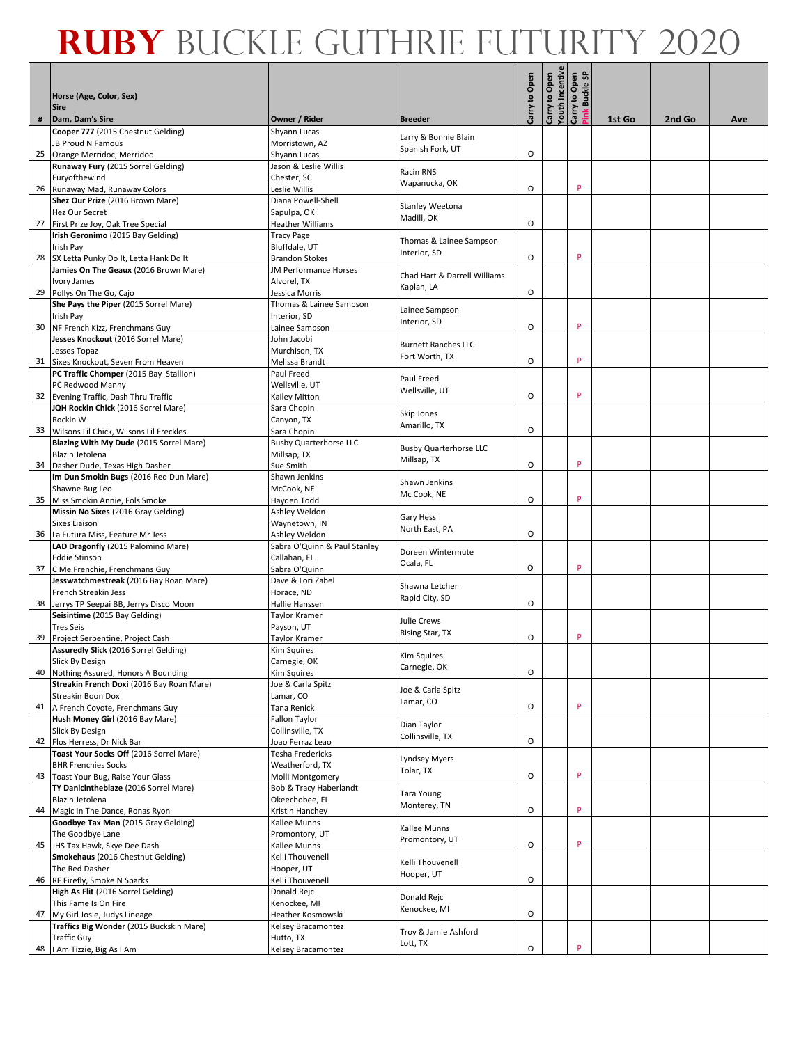# RUBY BUCKLE GUTHRIE FUTURITY 2020

| # | Horse (Age, Color, Sex)<br>Sire<br>Dam, Dam's Sire | Owner / Rider | Breeder | Carry to Open | Carry to Open Youth Incentive | Carry to Open Pink Buckle SP | 1st Go | 2nd Go | Ave |
|---|---|---|---|---|---|---|---|---|---|
| 25 | **Cooper 777** (2015 Chestnut Gelding)<br>JB Proud N Famous<br>Orange Merridoc, Merridoc | Shyann Lucas<br>Morristown, AZ<br>Shyann Lucas | Larry & Bonnie Blain<br>Spanish Fork, UT | O | | | | | |
| 26 | **Runaway Fury** (2015 Sorrel Gelding)<br>Furyofthewind<br>Runaway Mad, Runaway Colors | Jason & Leslie Willis<br>Chester, SC<br>Leslie Willis | Racin RNS<br>Wapanucka, OK | O | | P | | | |
| 27 | **Shez Our Prize** (2016 Brown Mare)<br>Hez Our Secret<br>First Prize Joy, Oak Tree Special | Diana Powell-Shell<br>Sapulpa, OK<br>Heather Williams | Stanley Weetona<br>Madill, OK | O | | | | | |
| 28 | **Irish Geronimo** (2015 Bay Gelding)<br>Irish Pay<br>SX Letta Punky Do It, Letta Hank Do It | Tracy Page<br>Bluffdale, UT<br>Brandon Stokes | Thomas & Lainee Sampson<br>Interior, SD | O | | P | | | |
| 29 | **Jamies On The Geaux** (2016 Brown Mare)<br>Ivory James<br>Pollys On The Go, Cajo | JM Performance Horses<br>Alvorel, TX<br>Jessica Morris | Chad Hart & Darrell Williams<br>Kaplan, LA | O | | | | | |
| 30 | **She Pays the Piper** (2015 Sorrel Mare)<br>Irish Pay<br>NF French Kizz, Frenchmans Guy | Thomas & Lainee Sampson<br>Interior, SD<br>Lainee Sampson | Lainee Sampson<br>Interior, SD | O | | P | | | |
| 31 | **Jesses Knockout** (2016 Sorrel Mare)<br>Jesses Topaz<br>Sixes Knockout, Seven From Heaven | John Jacobi<br>Murchison, TX<br>Melissa Brandt | Burnett Ranches LLC<br>Fort Worth, TX | O | | P | | | |
| 32 | **PC Traffic Chomper** (2015 Bay Stallion)<br>PC Redwood Manny<br>Evening Traffic, Dash Thru Traffic | Paul Freed<br>Wellsville, UT<br>Kailey Mitton | Paul Freed<br>Wellsville, UT | O | | P | | | |
| 33 | **JQH Rockin Chick** (2016 Sorrel Mare)<br>Rockin W<br>Wilsons Lil Chick, Wilsons Lil Freckles | Sara Chopin<br>Canyon, TX<br>Sara Chopin | Skip Jones<br>Amarillo, TX | O | | | | | |
| 34 | **Blazing With My Dude** (2015 Sorrel Mare)<br>Blazin Jetolena<br>Dasher Dude, Texas High Dasher | Busby Quarterhorse LLC<br>Millsap, TX<br>Sue Smith | Busby Quarterhorse LLC<br>Millsap, TX | O | | P | | | |
| 35 | **Im Dun Smokin Bugs** (2016 Red Dun Mare)<br>Shawne Bug Leo<br>Miss Smokin Annie, Fols Smoke | Shawn Jenkins<br>McCook, NE<br>Hayden Todd | Shawn Jenkins<br>Mc Cook, NE | O | | P | | | |
| 36 | **Missin No Sixes** (2016 Gray Gelding)<br>Sixes Liaison<br>La Futura Miss, Feature Mr Jess | Ashley Weldon<br>Waynetown, IN<br>Ashley Weldon | Gary Hess<br>North East, PA | O | | | | | |
| 37 | **LAD Dragonfly** (2015 Palomino Mare)<br>Eddie Stinson<br>C Me Frenchie, Frenchmans Guy | Sabra O'Quinn & Paul Stanley<br>Callahan, FL<br>Sabra O'Quinn | Doreen Wintermute<br>Ocala, FL | O | | P | | | |
| 38 | **Jesswatchmestreak** (2016 Bay Roan Mare)<br>French Streakin Jess<br>Jerrys TP Seepai BB, Jerrys Disco Moon | Dave & Lori Zabel<br>Horace, ND<br>Hallie Hanssen | Shawna Letcher<br>Rapid City, SD | O | | | | | |
| 39 | **Seisintime** (2015 Bay Gelding)<br>Tres Seis<br>Project Serpentine, Project Cash | Taylor Kramer<br>Payson, UT<br>Taylor Kramer | Julie Crews<br>Rising Star, TX | O | | P | | | |
| 40 | **Assuredly Slick** (2016 Sorrel Gelding)<br>Slick By Design<br>Nothing Assured, Honors A Bounding | Kim Squires<br>Carnegie, OK<br>Kim Squires | Kim Squires<br>Carnegie, OK | O | | | | | |
| 41 | **Streakin French Doxi** (2016 Bay Roan Mare)<br>Streakin Boon Dox<br>A French Coyote, Frenchmans Guy | Joe & Carla Spitz<br>Lamar, CO<br>Tana Renick | Joe & Carla Spitz<br>Lamar, CO | O | | P | | | |
| 42 | **Hush Money Girl** (2016 Bay Mare)<br>Slick By Design<br>Flos Herress, Dr Nick Bar | Fallon Taylor<br>Collinsville, TX<br>Joao Ferraz Leao | Dian Taylor<br>Collinsville, TX | O | | | | | |
| 43 | **Toast Your Socks Off** (2016 Sorrel Mare)<br>BHR Frenchies Socks<br>Toast Your Bug, Raise Your Glass | Tesha Fredericks<br>Weatherford, TX<br>Molli Montgomery | Lyndsey Myers<br>Tolar, TX | O | | P | | | |
| 44 | **TY Danicintheblaze** (2016 Sorrel Mare)<br>Blazin Jetolena<br>Magic In The Dance, Ronas Ryon | Bob & Tracy Haberlandt<br>Okeechobee, FL<br>Kristin Hanchey | Tara Young<br>Monterey, TN | O | | P | | | |
| 45 | **Goodbye Tax Man** (2015 Gray Gelding)<br>The Goodbye Lane<br>JHS Tax Hawk, Skye Dee Dash | Kallee Munns<br>Promontory, UT<br>Kallee Munns | Kallee Munns<br>Promontory, UT | O | | P | | | |
| 46 | **Smokehaus** (2016 Chestnut Gelding)<br>The Red Dasher<br>RF Firefly, Smoke N Sparks | Kelli Thouvenell<br>Hooper, UT<br>Kelli Thouvenell | Kelli Thouvenell<br>Hooper, UT | O | | | | | |
| 47 | **High As Flit** (2016 Sorrel Gelding)<br>This Fame Is On Fire<br>My Girl Josie, Judys Lineage | Donald Rejc<br>Kenockee, MI<br>Heather Kosmowski | Donald Rejc<br>Kenockee, MI | O | | | | | |
| 48 | **Traffics Big Wonder** (2015 Buckskin Mare)<br>Traffic Guy<br>I Am Tizzie, Big As I Am | Kelsey Bracamontez<br>Hutto, TX<br>Kelsey Bracamontez | Troy & Jamie Ashford<br>Lott, TX | O | | P | | | |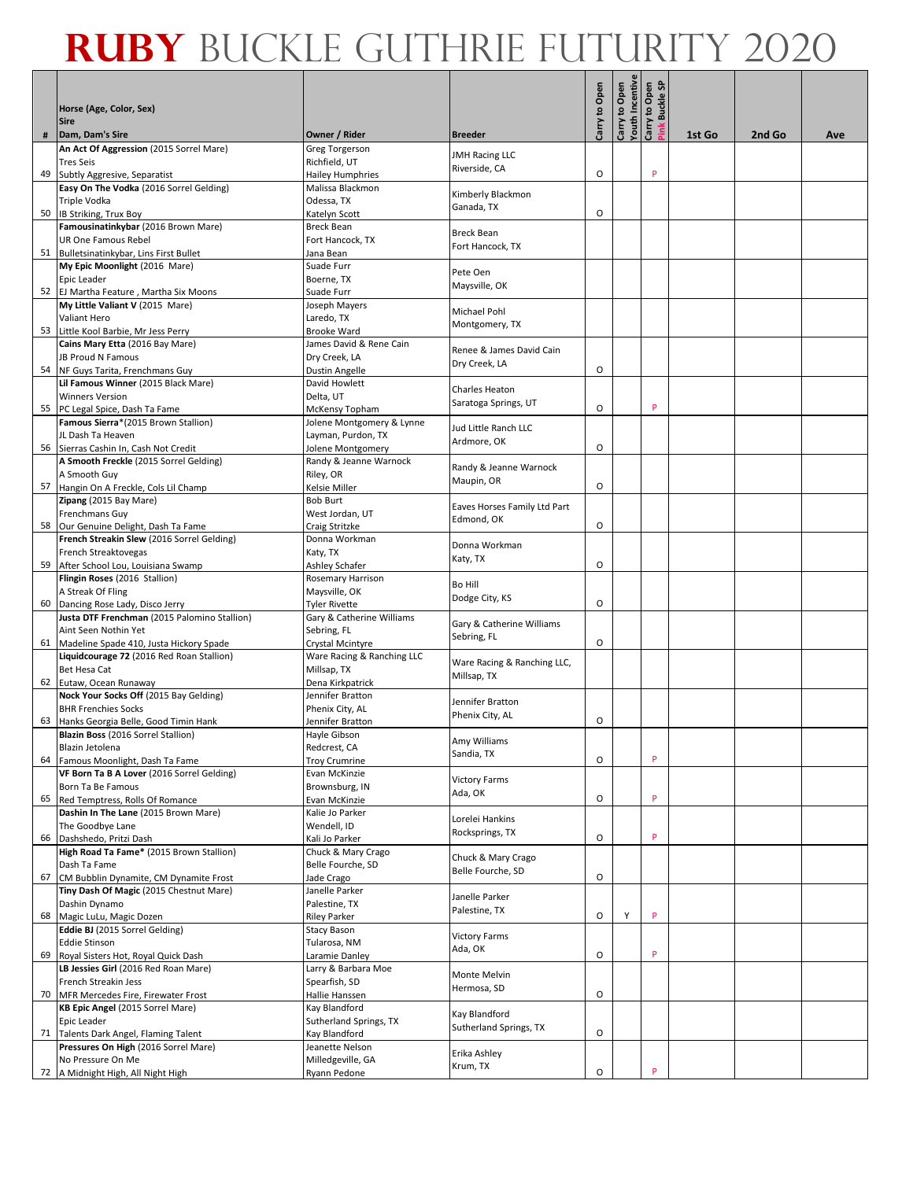# RUBY BUCKLE GUTHRIE FUTURITY 2020

| # | Horse (Age, Color, Sex)<br>Sire<br>Dam, Dam's Sire | Owner / Rider | Breeder | Carry to Open | Carry to Open Youth Incentive | Carry to Open Pink Buckle SP | 1st Go | 2nd Go | Ave |
|---|---|---|---|---|---|---|---|---|---|
| 49 | **An Act Of Aggression** (2015 Sorrel Mare)<br>Tres Seis<br>Subtly Aggresive, Separatist | Greg Torgerson<br>Richfield, UT<br>Hailey Humphries | JMH Racing LLC<br>Riverside, CA | O | | P | | | |
| 50 | **Easy On The Vodka** (2016 Sorrel Gelding)<br>Triple Vodka<br>IB Striking, Trux Boy | Malissa Blackmon<br>Odessa, TX<br>Katelyn Scott | Kimberly Blackmon<br>Ganada, TX | O | | | | | |
| 51 | **Famousinatinkybar** (2016 Brown Mare)<br>UR One Famous Rebel<br>Bulletsinatinkybar, Lins First Bullet | Breck Bean<br>Fort Hancock, TX<br>Jana Bean | Breck Bean<br>Fort Hancock, TX | | | | | | |
| 52 | **My Epic Moonlight** (2016 Mare)<br>Epic Leader<br>EJ Martha Feature , Martha Six Moons | Suade Furr<br>Boerne, TX<br>Suade Furr | Pete Oen<br>Maysville, OK | | | | | | |
| 53 | **My Little Valiant V** (2015 Mare)<br>Valiant Hero<br>Little Kool Barbie, Mr Jess Perry | Joseph Mayers<br>Laredo, TX<br>Brooke Ward | Michael Pohl<br>Montgomery, TX | | | | | | |
| 54 | **Cains Mary Etta** (2016 Bay Mare)<br>JB Proud N Famous<br>NF Guys Tarita, Frenchmans Guy | James David & Rene Cain<br>Dry Creek, LA<br>Dustin Angelle | Renee & James David Cain<br>Dry Creek, LA | O | | | | | |
| 55 | **Lil Famous Winner** (2015 Black Mare)<br>Winners Version<br>PC Legal Spice, Dash Ta Fame | David Howlett<br>Delta, UT<br>McKensy Topham | Charles Heaton<br>Saratoga Springs, UT | O | | P | | | |
| 56 | **Famous Sierra***(2015 Brown Stallion)<br>JL Dash Ta Heaven<br>Sierras Cashin In, Cash Not Credit | Jolene Montgomery & Lynne<br>Layman, Purdon, TX<br>Jolene Montgomery | Jud Little Ranch LLC<br>Ardmore, OK | O | | | | | |
| 57 | **A Smooth Freckle** (2015 Sorrel Gelding)<br>A Smooth Guy<br>Hangin On A Freckle, Cols Lil Champ | Randy & Jeanne Warnock<br>Riley, OR<br>Kelsie Miller | Randy & Jeanne Warnock<br>Maupin, OR | O | | | | | |
| 58 | **Zipang** (2015 Bay Mare)<br>Frenchmans Guy<br>Our Genuine Delight, Dash Ta Fame | Bob Burt<br>West Jordan, UT<br>Craig Stritzke | Eaves Horses Family Ltd Part<br>Edmond, OK | O | | | | | |
| 59 | **French Streakin Slew** (2016 Sorrel Gelding)<br>French Streaktovegas<br>After School Lou, Louisiana Swamp | Donna Workman<br>Katy, TX<br>Ashley Schafer | Donna Workman<br>Katy, TX | O | | | | | |
| 60 | **Flingin Roses** (2016 Stallion)<br>A Streak Of Fling<br>Dancing Rose Lady, Disco Jerry | Rosemary Harrison<br>Maysville, OK<br>Tyler Rivette | Bo Hill<br>Dodge City, KS | O | | | | | |
| 61 | **Justa DTF Frenchman** (2015 Palomino Stallion)<br>Aint Seen Nothin Yet<br>Madeline Spade 410, Justa Hickory Spade | Gary & Catherine Williams<br>Sebring, FL<br>Crystal Mcintyre | Gary & Catherine Williams<br>Sebring, FL | O | | | | | |
| 62 | **Liquidcourage 72** (2016 Red Roan Stallion)<br>Bet Hesa Cat<br>Eutaw, Ocean Runaway | Ware Racing & Ranching LLC<br>Millsap, TX<br>Dena Kirkpatrick | Ware Racing & Ranching LLC,<br>Millsap, TX | | | | | | |
| 63 | **Nock Your Socks Off** (2015 Bay Gelding)<br>BHR Frenchies Socks<br>Hanks Georgia Belle, Good Timin Hank | Jennifer Bratton<br>Phenix City, AL<br>Jennifer Bratton | Jennifer Bratton<br>Phenix City, AL | O | | | | | |
| 64 | **Blazin Boss** (2016 Sorrel Stallion)<br>Blazin Jetolena<br>Famous Moonlight, Dash Ta Fame | Hayle Gibson<br>Redcrest, CA<br>Troy Crumrine | Amy Williams<br>Sandia, TX | O | | P | | | |
| 65 | **VF Born Ta B A Lover** (2016 Sorrel Gelding)<br>Born Ta Be Famous<br>Red Temptress, Rolls Of Romance | Evan McKinzie<br>Brownsburg, IN<br>Evan McKinzie | Victory Farms<br>Ada, OK | O | | P | | | |
| 66 | **Dashin In The Lane** (2015 Brown Mare)<br>The Goodbye Lane<br>Dashshedo, Pritzi Dash | Kalie Jo Parker<br>Wendell, ID<br>Kali Jo Parker | Lorelei Hankins<br>Rocksprings, TX | O | | P | | | |
| 67 | **High Road Ta Fame*** (2015 Brown Stallion)<br>Dash Ta Fame<br>CM Bubblin Dynamite, CM Dynamite Frost | Chuck & Mary Crago<br>Belle Fourche, SD<br>Jade Crago | Chuck & Mary Crago<br>Belle Fourche, SD | O | | | | | |
| 68 | **Tiny Dash Of Magic** (2015 Chestnut Mare)<br>Dashin Dynamo<br>Magic LuLu, Magic Dozen | Janelle Parker<br>Palestine, TX<br>Riley Parker | Janelle Parker<br>Palestine, TX | O | Y | P | | | |
| 69 | **Eddie BJ** (2015 Sorrel Gelding)<br>Eddie Stinson<br>Royal Sisters Hot, Royal Quick Dash | Stacy Bason<br>Tularosa, NM<br>Laramie Danley | Victory Farms<br>Ada, OK | O | | P | | | |
| 70 | **LB Jessies Girl** (2016 Red Roan Mare)<br>French Streakin Jess<br>MFR Mercedes Fire, Firewater Frost | Larry & Barbara Moe<br>Spearfish, SD<br>Hallie Hanssen | Monte Melvin<br>Hermosa, SD | O | | | | | |
| 71 | **KB Epic Angel** (2015 Sorrel Mare)<br>Epic Leader<br>Talents Dark Angel, Flaming Talent | Kay Blandford<br>Sutherland Springs, TX<br>Kay Blandford | Kay Blandford<br>Sutherland Springs, TX | O | | | | | |
| 72 | **Pressures On High** (2016 Sorrel Mare)<br>No Pressure On Me<br>A Midnight High, All Night High | Jeanette Nelson<br>Milledgeville, GA<br>Ryann Pedone | Erika Ashley<br>Krum, TX | O | | P | | | |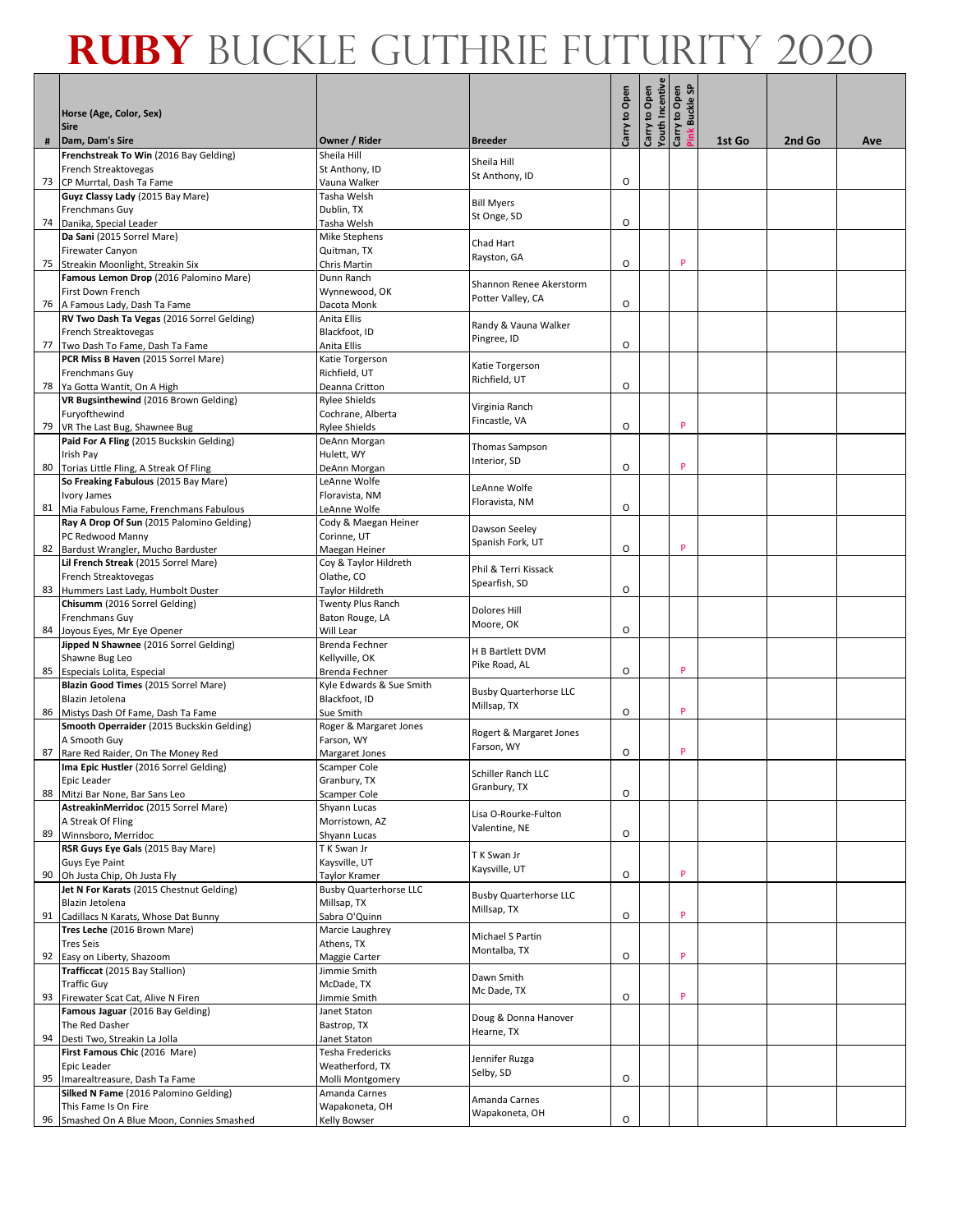# RUBY BUCKLE GUTHRIE FUTURITY 2020

| # | Horse (Age, Color, Sex)<br>Sire<br>Dam, Dam's Sire | Owner / Rider | Breeder | Carry to Open | Carry to Open Youth Incentive | Carry to Open Pink Buckle SP | 1st Go | 2nd Go | Ave |
|---|---|---|---|---|---|---|---|---|---|
| 73 | **Frenchstreak To Win** (2016 Bay Gelding)<br>French Streaktovegas<br>CP Murrtal, Dash Ta Fame | Sheila Hill<br>St Anthony, ID<br>Vauna Walker | Sheila Hill<br>St Anthony, ID | O | | | | | |
| 74 | **Guyz Classy Lady** (2015 Bay Mare)<br>Frenchmans Guy<br>Danika, Special Leader | Tasha Welsh<br>Dublin, TX<br>Tasha Welsh | Bill Myers<br>St Onge, SD | O | | | | | |
| 75 | **Da Sani** (2015 Sorrel Mare)<br>Firewater Canyon<br>Streakin Moonlight, Streakin Six | Mike Stephens<br>Quitman, TX<br>Chris Martin | Chad Hart<br>Rayston, GA | O | | P | | | |
| 76 | **Famous Lemon Drop** (2016 Palomino Mare)<br>First Down French<br>A Famous Lady, Dash Ta Fame | Dunn Ranch<br>Wynnewood, OK<br>Dacota Monk | Shannon Renee Akerstorm<br>Potter Valley, CA | O | | | | | |
| 77 | **RV Two Dash Ta Vegas** (2016 Sorrel Gelding)<br>French Streaktovegas<br>Two Dash To Fame, Dash Ta Fame | Anita Ellis<br>Blackfoot, ID<br>Anita Ellis | Randy & Vauna Walker<br>Pingree, ID | O | | | | | |
| 78 | **PCR Miss B Haven** (2015 Sorrel Mare)<br>Frenchmans Guy<br>Ya Gotta Wantit, On A High | Katie Torgerson<br>Richfield, UT<br>Deanna Critton | Katie Torgerson<br>Richfield, UT | O | | | | | |
| 79 | **VR Bugsinthewind** (2016 Brown Gelding)<br>Furyofthewind<br>VR The Last Bug, Shawnee Bug | Rylee Shields<br>Cochrane, Alberta<br>Rylee Shields | Virginia Ranch<br>Fincastle, VA | O | | P | | | |
| 80 | **Paid For A Fling** (2015 Buckskin Gelding)<br>Irish Pay<br>Torias Little Fling, A Streak Of Fling | DeAnn Morgan<br>Hulett, WY<br>DeAnn Morgan | Thomas Sampson<br>Interior, SD | O | | P | | | |
| 81 | **So Freaking Fabulous** (2015 Bay Mare)<br>Ivory James<br>Mia Fabulous Fame, Frenchmans Fabulous | LeAnne Wolfe<br>Floravista, NM<br>LeAnne Wolfe | LeAnne Wolfe<br>Floravista, NM | O | | | | | |
| 82 | **Ray A Drop Of Sun** (2015 Palomino Gelding)<br>PC Redwood Manny<br>Bardust Wrangler, Mucho Barduster | Cody & Maegan Heiner<br>Corinne, UT<br>Maegan Heiner | Dawson Seeley<br>Spanish Fork, UT | O | | P | | | |
| 83 | **Lil French Streak** (2015 Sorrel Mare)<br>French Streaktovegas<br>Hummers Last Lady, Humbolt Duster | Coy & Taylor Hildreth<br>Olathe, CO<br>Taylor Hildreth | Phil & Terri Kissack<br>Spearfish, SD | O | | | | | |
| 84 | **Chisumm** (2016 Sorrel Gelding)<br>Frenchmans Guy<br>Joyous Eyes, Mr Eye Opener | Twenty Plus Ranch<br>Baton Rouge, LA<br>Will Lear | Dolores Hill<br>Moore, OK | O | | | | | |
| 85 | **Jipped N Shawnee** (2016 Sorrel Gelding)<br>Shawne Bug Leo<br>Especials Lolita, Especial | Brenda Fechner<br>Kellyville, OK<br>Brenda Fechner | H B Bartlett DVM<br>Pike Road, AL | O | | P | | | |
| 86 | **Blazin Good Times** (2015 Sorrel Mare)<br>Blazin Jetolena<br>Mistys Dash Of Fame, Dash Ta Fame | Kyle Edwards & Sue Smith<br>Blackfoot, ID<br>Sue Smith | Busby Quarterhorse LLC<br>Millsap, TX | O | | P | | | |
| 87 | **Smooth Operraider** (2015 Buckskin Gelding)<br>A Smooth Guy<br>Rare Red Raider, On The Money Red | Roger & Margaret Jones<br>Farson, WY<br>Margaret Jones | Rogert & Margaret Jones<br>Farson, WY | O | | P | | | |
| 88 | **Ima Epic Hustler** (2016 Sorrel Gelding)<br>Epic Leader<br>Mitzi Bar None, Bar Sans Leo | Scamper Cole<br>Granbury, TX<br>Scamper Cole | Schiller Ranch LLC<br>Granbury, TX | O | | | | | |
| 89 | **AstreakinMerridoc** (2015 Sorrel Mare)<br>A Streak Of Fling<br>Winnsboro, Merridoc | Shyann Lucas<br>Morristown, AZ<br>Shyann Lucas | Lisa O-Rourke-Fulton<br>Valentine, NE | O | | | | | |
| 90 | **RSR Guys Eye Gals** (2015 Bay Mare)<br>Guys Eye Paint<br>Oh Justa Chip, On Justa Fly | T K Swan Jr<br>Kaysville, UT<br>Taylor Kramer | T K Swan Jr<br>Kaysville, UT | O | | P | | | |
| 91 | **Jet N For Karats** (2015 Chestnut Gelding)<br>Blazin Jetolena<br>Cadillacs N Karats, Whose Dat Bunny | Busby Quarterhorse LLC<br>Millsap, TX<br>Sabra O'Quinn | Busby Quarterhorse LLC<br>Millsap, TX | O | | P | | | |
| 92 | **Tres Leche** (2016 Brown Mare)<br>Tres Seis<br>Easy on Liberty, Shazoom | Marcie Laughrey<br>Athens, TX<br>Maggie Carter | Michael S Partin<br>Montalba, TX | O | | P | | | |
| 93 | **Trafficcat** (2015 Bay Stallion)<br>Traffic Guy<br>Firewater Scat Cat, Alive N Firen | Jimmie Smith<br>McDade, TX<br>Jimmie Smith | Dawn Smith<br>Mc Dade, TX | O | | P | | | |
| 94 | **Famous Jaguar** (2016 Bay Gelding)<br>The Red Dasher<br>Desti Two, Streakin La Jolla | Janet Staton<br>Bastrop, TX<br>Janet Staton | Doug & Donna Hanover<br>Hearne, TX | | | | | | |
| 95 | **First Famous Chic** (2016 Mare)<br>Epic Leader<br>Imarealtreasure, Dash Ta Fame | Tesha Fredericks<br>Weatherford, TX<br>Molli Montgomery | Jennifer Ruzga<br>Selby, SD | O | | | | | |
| 96 | **Silked N Fame** (2016 Palomino Gelding)<br>This Fame Is On Fire<br>Smashed On A Blue Moon, Connies Smashed | Amanda Carnes<br>Wapakoneta, OH<br>Kelly Bowser | Amanda Carnes<br>Wapakoneta, OH | O | | | | | |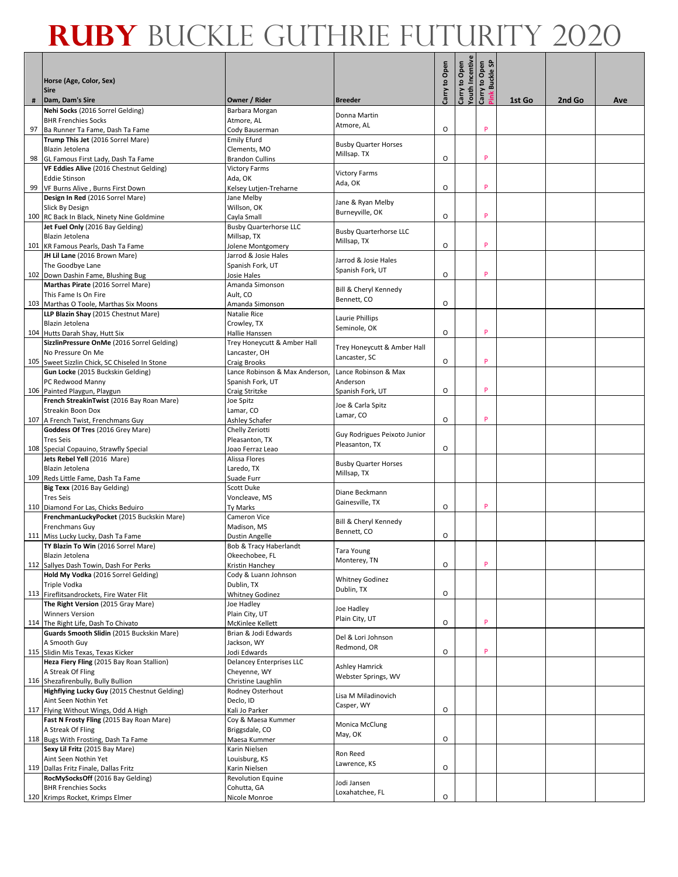# RUBY BUCKLE GUTHRIE FUTURITY 2020

| # | Horse (Age, Color, Sex)<br>Sire<br>Dam, Dam's Sire | Owner / Rider | Breeder | Carry to Open | Carry to Open Youth Incentive | Carry to Open Pink Buckle SP | 1st Go | 2nd Go | Ave |
|---|---|---|---|---|---|---|---|---|---|
| 97 | **Nehi Socks** (2016 Sorrel Gelding)<br>BHR Frenchies Socks<br>Ba Runner Ta Fame, Dash Ta Fame | Barbara Morgan<br>Atmore, AL<br>Cody Bauserman | Donna Martin<br>Atmore, AL | O | | P | | | |
| 98 | **Trump This Jet** (2016 Sorrel Mare)<br>Blazin Jetolena<br>GL Famous First Lady, Dash Ta Fame | Emily Efurd<br>Clements, MO<br>Brandon Cullins | Busby Quarter Horses<br>Millsap. TX | O | | P | | | |
| 99 | **VF Eddies Alive** (2016 Chestnut Gelding)<br>Eddie Stinson<br>VF Burns Alive , Burns First Down | Victory Farms<br>Ada, OK<br>Kelsey Lutjen-Treharne | Victory Farms<br>Ada, OK | O | | P | | | |
| 100 | **Design In Red** (2016 Sorrel Mare)<br>Slick By Design<br>RC Back In Black, Ninety Nine Goldmine | Jane Melby<br>Willson, OK<br>Cayla Small | Jane & Ryan Melby<br>Burneyville, OK | O | | P | | | |
| 101 | **Jet Fuel Only** (2016 Bay Gelding)<br>Blazin Jetolena<br>KR Famous Pearls, Dash Ta Fame | Busby Quarterhorse LLC<br>Millsap, TX<br>Jolene Montgomery | Busby Quarterhorse LLC<br>Millsap, TX | O | | P | | | |
| 102 | **JH Lil Lane** (2016 Brown Mare)<br>The Goodbye Lane<br>Down Dashin Fame, Blushing Bug | Jarrod & Josie Hales<br>Spanish Fork, UT<br>Josie Hales | Jarrod & Josie Hales<br>Spanish Fork, UT | O | | P | | | |
| 103 | **Marthas Pirate** (2016 Sorrel Mare)<br>This Fame Is On Fire<br>Marthas O Toole, Marthas Six Moons | Amanda Simonson<br>Ault, CO<br>Amanda Simonson | Bill & Cheryl Kennedy<br>Bennett, CO | O | | | | | |
| 104 | **LLP Blazin Shay** (2015 Chestnut Mare)<br>Blazin Jetolena<br>Hutts Darah Shay, Hutt Six | Natalie Rice<br>Crowley, TX<br>Hallie Hanssen | Laurie Phillips<br>Seminole, OK | O | | P | | | |
| 105 | **SizzlinPressure OnMe** (2016 Sorrel Gelding)<br>No Pressure On Me<br>Sweet Sizzlin Chick, SC Chiseled In Stone | Trey Honeycutt & Amber Hall<br>Lancaster, OH<br>Craig Brooks | Trey Honeycutt & Amber Hall<br>Lancaster, SC | O | | P | | | |
| 106 | **Gun Locke** (2015 Buckskin Gelding)<br>PC Redwood Manny<br>Painted Playgun, Playgun | Lance Robinson & Max Anderson,<br>Spanish Fork, UT<br>Craig Stritzke | Lance Robinson & Max Anderson<br>Spanish Fork, UT | O | | P | | | |
| 107 | **French StreakinTwist** (2016 Bay Roan Mare)<br>Streakin Boon Dox<br>A French Twist, Frenchmans Guy | Joe Spitz<br>Lamar, CO<br>Ashley Schafer | Joe & Carla Spitz<br>Lamar, CO | O | | P | | | |
| 108 | **Goddess Of Tres** (2016 Grey Mare)<br>Tres Seis<br>Special Copauino, Strawfly Special | Chelly Zeriotti<br>Pleasanton, TX<br>Joao Ferraz Leao | Guy Rodrigues Peixoto Junior<br>Pleasanton, TX | O | | | | | |
| 109 | **Jets Rebel Yell** (2016 Mare)<br>Blazin Jetolena<br>Reds Little Fame, Dash Ta Fame | Alissa Flores<br>Laredo, TX<br>Suade Furr | Busby Quarter Horses<br>Millsap, TX | | | | | | |
| 110 | **Big Texx** (2016 Bay Gelding)<br>Tres Seis<br>Diamond For Las, Chicks Beduiro | Scott Duke<br>Voncleave, MS<br>Ty Marks | Diane Beckmann<br>Gainesville, TX | O | | P | | | |
| 111 | **FrenchmanLuckyPocket** (2015 Buckskin Mare)<br>Frenchmans Guy<br>Miss Lucky Lucky, Dash Ta Fame | Cameron Vice<br>Madison, MS<br>Dustin Angelle | Bill & Cheryl Kennedy<br>Bennett, CO | O | | | | | |
| 112 | **TY Blazin To Win** (2016 Sorrel Mare)<br>Blazin Jetolena<br>Sallyes Dash Towin, Dash For Perks | Bob & Tracy Haberlandt<br>Okeechobee, FL<br>Kristin Hanchey | Tara Young<br>Monterey, TN | O | | P | | | |
| 113 | **Hold My Vodka** (2016 Sorrel Gelding)<br>Triple Vodka<br>Fireflitsandrockets, Fire Water Flit | Cody & Luann Johnson<br>Dublin, TX<br>Whitney Godinez | Whitney Godinez<br>Dublin, TX | O | | | | | |
| 114 | **The Right Version** (2015 Gray Mare)<br>Winners Version<br>The Right Life, Dash To Chivato | Joe Hadley<br>Plain City, UT<br>McKinlee Kellett | Joe Hadley<br>Plain City, UT | O | | P | | | |
| 115 | **Guards Smooth Slidin** (2015 Buckskin Mare)<br>A Smooth Guy<br>Slidin Mis Texas, Texas Kicker | Brian & Jodi Edwards<br>Jackson, WY<br>Jodi Edwards | Del & Lori Johnson<br>Redmond, OR | O | | P | | | |
| 116 | **Heza Fiery Fling** (2015 Bay Roan Stallion)<br>A Streak Of Fling<br>Shezafirenbully, Bully Bullion | Delancey Enterprises LLC<br>Cheyenne, WY<br>Christine Laughlin | Ashley Hamrick<br>Webster Springs, WV | | | | | | |
| 117 | **Highflying Lucky Guy** (2015 Chestnut Gelding)<br>Aint Seen Nothin Yet<br>Flying Without Wings, Odd A High | Rodney Osterhout<br>Declo, ID<br>Kali Jo Parker | Lisa M Miladinovich<br>Casper, WY | O | | | | | |
| 118 | **Fast N Frosty Fling** (2015 Bay Roan Mare)<br>A Streak Of Fling<br>Bugs With Frosting, Dash Ta Fame | Coy & Maesa Kummer<br>Briggsdale, CO<br>Maesa Kummer | Monica McClung<br>May, OK | O | | | | | |
| 119 | **Sexy Lil Fritz** (2015 Bay Mare)<br>Aint Seen Nothin Yet<br>Dallas Fritz Finale, Dallas Fritz | Karin Nielsen<br>Louisburg, KS<br>Karin Nielsen | Ron Reed<br>Lawrence, KS | O | | | | | |
| 120 | **RocMySocksOff** (2016 Bay Gelding)<br>BHR Frenchies Socks<br>Krimps Rocket, Krimps Elmer | Revolution Equine<br>Cohutta, GA<br>Nicole Monroe | Jodi Jansen<br>Loxahatchee, FL | O | | | | | |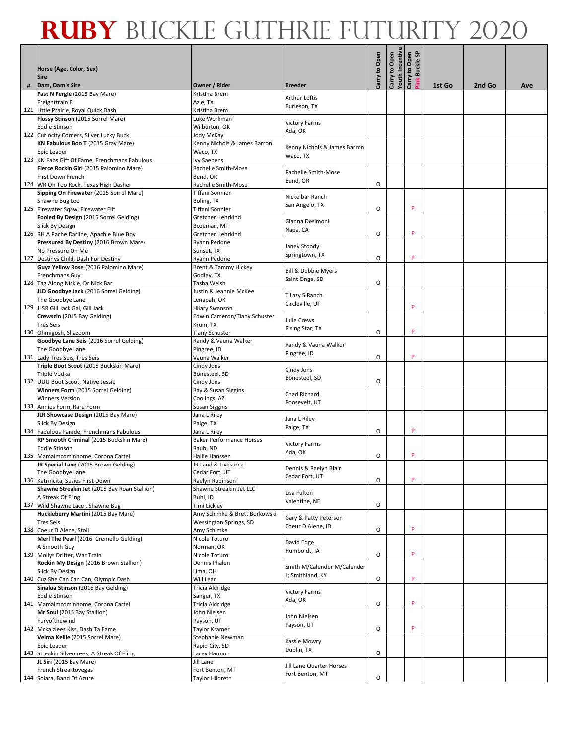# RUBY BUCKLE GUTHRIE FUTURITY 2020

| # | Horse (Age, Color, Sex) Sire Dam, Dam's Sire | Owner / Rider | Breeder | Carry to Open | Carry to Open Youth Incentive | Carry to Open Pink Buckle SP | 1st Go | 2nd Go | Ave |
|---|---|---|---|---|---|---|---|---|---|
| 121 | **Fast N Fergie** (2015 Bay Mare) Freighttrain B Little Prairie, Royal Quick Dash | Kristina Brem Azle, TX Kristina Brem | Arthur Loftis Burleson, TX | | | | | | |
| 122 | **Flossy Stinson** (2015 Sorrel Mare) Eddie Stinson Curiocity Corners, Silver Lucky Buck | Luke Workman Wilburton, OK Jody McKay | Victory Farms Ada, OK | | | | | | |
| 123 | **KN Fabulous Boo T** (2015 Gray Mare) Epic Leader KN Fabs Gift Of Fame, Frenchmans Fabulous | Kenny Nichols & James Barron Waco, TX Ivy Saebens | Kenny Nichols & James Barron Waco, TX | | | | | | |
| 124 | **Fierce Rockin Girl** (2015 Palomino Mare) First Down French WR Oh Too Rock, Texas High Dasher | Rachelle Smith-Mose Bend, OR Rachelle Smith-Mose | Rachelle Smith-Mose Bend, OR | O | | | | | |
| 125 | **Sipping On Firewater** (2015 Sorrel Mare) Shawne Bug Leo Firewater Sqaw, Firewater Flit | Tiffani Sonnier Boling, TX Tiffani Sonnier | Nickelbar Ranch San Angelo, TX | O | | P | | | |
| 126 | **Fooled By Design** (2015 Sorrel Gelding) Slick By Design RH A Pache Darline, Apachie Blue Boy | Gretchen Lehrkind Bozeman, MT Gretchen Lehrkind | Gianna Desimoni Napa, CA | O | | P | | | |
| 127 | **Pressured By Destiny** (2016 Brown Mare) No Pressure On Me Destinys Child, Dash For Destiny | Ryann Pedone Sunset, TX Ryann Pedone | Janey Stoody Springtown, TX | O | | P | | | |
| 128 | **Guyz Yellow Rose** (2016 Palomino Mare) Frenchmans Guy Tag Along Nickie, Dr Nick Bar | Brent & Tammy Hickey Godley, TX Tasha Welsh | Bill & Debbie Myers Saint Onge, SD | O | | | | | |
| 129 | **JLD Goodbye Jack** (2016 Sorrel Gelding) The Goodbye Lane JLSR Gill Jack Gal, Gill Jack | Justin & Jeannie McKee Lenapah, OK Hilary Swanson | T Lazy S Ranch Circleville, UT | | | P | | | |
| 130 | **Crewszin** (2015 Bay Gelding) Tres Seis Ohmigosh, Shazoom | Edwin Cameron/Tiany Schuster Krum, TX Tiany Schuster | Julie Crews Rising Star, TX | O | | P | | | |
| 131 | **Goodbye Lane Seis** (2016 Sorrel Gelding) The Goodbye Lane Lady Tres Seis, Tres Seis | Randy & Vauna Walker Pingree, ID Vauna Walker | Randy & Vauna Walker Pingree, ID | O | | P | | | |
| 132 | **Triple Boot Scoot** (2015 Buckskin Mare) Triple Vodka UUU Boot Scoot, Native Jessie | Cindy Jons Bonesteel, SD Cindy Jons | Cindy Jons Bonesteel, SD | O | | | | | |
| 133 | **Winners Form** (2015 Sorrel Gelding) Winners Version Annies Form, Rare Form | Ray & Susan Siggins Coolings, AZ Susan Siggins | Chad Richard Roosevelt, UT | | | | | | |
| 134 | **JLR Showcase Design** (2015 Bay Mare) Slick By Design Fabulous Parade, Frenchmans Fabulous | Jana L Riley Paige, TX Jana L Riley | Jana L Riley Paige, TX | O | | P | | | |
| 135 | **RP Smooth Criminal** (2015 Buckskin Mare) Eddie Stinson Mamaimcominhome, Corona Cartel | Baker Performance Horses Raub, ND Hallie Hanssen | Victory Farms Ada, OK | O | | P | | | |
| 136 | **JR Special Lane** (2015 Brown Gelding) The Goodbye Lane Katrincita, Susies First Down | JR Land & Livestock Cedar Fort, UT Raelyn Robinson | Dennis & Raelyn Blair Cedar Fort, UT | O | | P | | | |
| 137 | **Shawne Streakin Jet** (2015 Bay Roan Stallion) A Streak Of Fling Wild Shawne Lace , Shawne Bug | Shawne Streakin Jet LLC Buhl, ID Timi Lickley | Lisa Fulton Valentine, NE | O | | | | | |
| 138 | **Huckleberry Martini** (2015 Bay Mare) Tres Seis Coeur D Alene, Stoli | Amy Schimke & Brett Borkowski Wessington Springs, SD Amy Schimke | Gary & Patty Peterson Coeur D Alene, ID | O | | P | | | |
| 139 | **Merl The Pearl** (2016 Cremello Gelding) A Smooth Guy Mollys Drifter, War Train | Nicole Toturo Norman, OK Nicole Toturo | David Edge Humboldt, IA | O | | P | | | |
| 140 | **Rockin My Design** (2016 Brown Stallion) Slick By Design Cuz She Can Can Can, Olympic Dash | Dennis Phalen Lima, OH Will Lear | Smith M/Calender M/Calender L; Smithland, KY | O | | P | | | |
| 141 | **Sinaloa Stinson** (2016 Bay Gelding) Eddie Stinson Mamaimcominhome, Corona Cartel | Tricia Aldridge Sanger, TX Tricia Aldridge | Victory Farms Ada, OK | O | | P | | | |
| 142 | **Mr Soul** (2015 Bay Stallion) Furyofthewind Mckaizlees Kiss, Dash Ta Fame | John Nielsen Payson, UT Taylor Kramer | John Nielsen Payson, UT | O | | P | | | |
| 143 | **Velma Kellie** (2015 Sorrel Mare) Epic Leader Streakin Silvercreek, A Streak Of Fling | Stephanie Newman Rapid City, SD Lacey Harmon | Kassie Mowry Dublin, TX | O | | | | | |
| 144 | **JL Siri** (2015 Bay Mare) French Streaktovegas Solara, Band Of Azure | Jill Lane Fort Benton, MT Taylor Hildreth | Jill Lane Quarter Horses Fort Benton, MT | O | | | | | |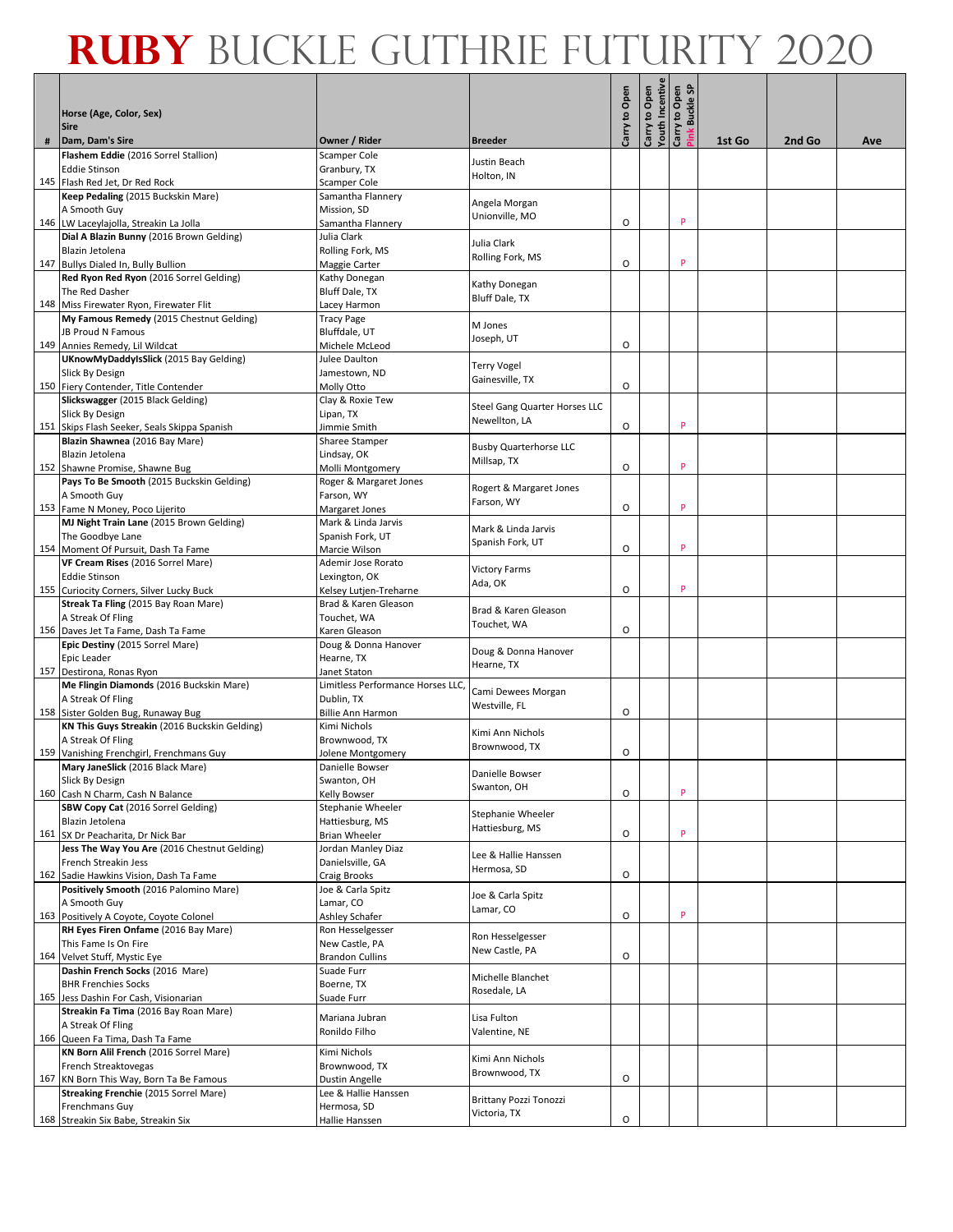# RUBY BUCKLE GUTHRIE FUTURITY 2020

| # | Horse (Age, Color, Sex) Sire Dam, Dam's Sire | Owner / Rider | Breeder | Carry to Open | Carry to Open Youth Incentive | Carry to Open Pink Buckle SP | 1st Go | 2nd Go | Ave |
|---|---|---|---|---|---|---|---|---|---|
| 145 | **Flashem Eddie** (2016 Sorrel Stallion) Eddie Stinson Flash Red Jet, Dr Red Rock | Scamper Cole Granbury, TX Scamper Cole | Justin Beach Holton, IN | | | | | | |
| 146 | **Keep Pedaling** (2015 Buckskin Mare) A Smooth Guy LW Laceylajolla, Streakin La Jolla | Samantha Flannery Mission, SD Samantha Flannery | Angela Morgan Unionville, MO | O | | P | | | |
| 147 | **Dial A Blazin Bunny** (2016 Brown Gelding) Blazin Jetolena Bullys Dialed In, Bully Bullion | Julia Clark Rolling Fork, MS Maggie Carter | Julia Clark Rolling Fork, MS | O | | P | | | |
| 148 | **Red Ryon Red Ryon** (2016 Sorrel Gelding) The Red Dasher Miss Firewater Ryon, Firewater Flit | Kathy Donegan Bluff Dale, TX Lacey Harmon | Kathy Donegan Bluff Dale, TX | | | | | | |
| 149 | **My Famous Remedy** (2015 Chestnut Gelding) JB Proud N Famous Annies Remedy, Lil Wildcat | Tracy Page Bluffdale, UT Michele McLeod | M Jones Joseph, UT | O | | | | | |
| 150 | **UKnowMyDaddyIsSlick** (2015 Bay Gelding) Slick By Design Fiery Contender, Title Contender | Julee Daulton Jamestown, ND Molly Otto | Terry Vogel Gainesville, TX | O | | | | | |
| 151 | **Slickswagger** (2015 Black Gelding) Slick By Design Skips Flash Seeker, Seals Skippa Spanish | Clay & Roxie Tew Lipan, TX Jimmie Smith | Steel Gang Quarter Horses LLC Newellton, LA | O | | P | | | |
| 152 | **Blazin Shawnea** (2016 Bay Mare) Blazin Jetolena Shawne Promise, Shawne Bug | Sharee Stamper Lindsay, OK Molli Montgomery | Busby Quarterhorse LLC Millsap, TX | O | | P | | | |
| 153 | **Pays To Be Smooth** (2015 Buckskin Gelding) A Smooth Guy Fame N Money, Poco Lijerito | Roger & Margaret Jones Farson, WY Margaret Jones | Rogert & Margaret Jones Farson, WY | O | | P | | | |
| 154 | **MJ Night Train Lane** (2015 Brown Gelding) The Goodbye Lane Moment Of Pursuit, Dash Ta Fame | Mark & Linda Jarvis Spanish Fork, UT Marcie Wilson | Mark & Linda Jarvis Spanish Fork, UT | O | | P | | | |
| 155 | **VF Cream Rises** (2016 Sorrel Mare) Eddie Stinson Curiocity Corners, Silver Lucky Buck | Ademir Jose Rorato Lexington, OK Kelsey Lutjen-Treharne | Victory Farms Ada, OK | O | | P | | | |
| 156 | **Streak Ta Fling** (2015 Bay Roan Mare) A Streak Of Fling Daves Jet Ta Fame, Dash Ta Fame | Brad & Karen Gleason Touchet, WA Karen Gleason | Brad & Karen Gleason Touchet, WA | O | | | | | |
| 157 | **Epic Destiny** (2015 Sorrel Mare) Epic Leader Destirona, Ronas Ryon | Doug & Donna Hanover Hearne, TX Janet Staton | Doug & Donna Hanover Hearne, TX | | | | | | |
| 158 | **Me Flingin Diamonds** (2016 Buckskin Mare) A Streak Of Fling Sister Golden Bug, Runaway Bug | Limitless Performance Horses LLC, Dublin, TX Billie Ann Harmon | Cami Dewees Morgan Westville, FL | O | | | | | |
| 159 | **KN This Guys Streakin** (2016 Buckskin Gelding) A Streak Of Fling Vanishing Frenchgirl, Frenchmans Guy | Kimi Nichols Brownwood, TX Jolene Montgomery | Kimi Ann Nichols Brownwood, TX | O | | | | | |
| 160 | **Mary JaneSlick** (2016 Black Mare) Slick By Design Cash N Charm, Cash N Balance | Danielle Bowser Swanton, OH Kelly Bowser | Danielle Bowser Swanton, OH | O | | P | | | |
| 161 | **SBW Copy Cat** (2016 Sorrel Gelding) Blazin Jetolena SX Dr Peacharita, Dr Nick Bar | Stephanie Wheeler Hattiesburg, MS Brian Wheeler | Stephanie Wheeler Hattiesburg, MS | O | | P | | | |
| 162 | **Jess The Way You Are** (2016 Chestnut Gelding) French Streakin Jess Sadie Hawkins Vision, Dash Ta Fame | Jordan Manley Diaz Danielsville, GA Craig Brooks | Lee & Hallie Hanssen Hermosa, SD | O | | | | | |
| 163 | **Positively Smooth** (2016 Palomino Mare) A Smooth Guy Positively A Coyote, Coyote Colonel | Joe & Carla Spitz Lamar, CO Ashley Schafer | Joe & Carla Spitz Lamar, CO | O | | P | | | |
| 164 | **RH Eyes Firen Onfame** (2016 Bay Mare) This Fame Is On Fire Velvet Stuff, Mystic Eye | Ron Hesselgesser New Castle, PA Brandon Cullins | Ron Hesselgesser New Castle, PA | O | | | | | |
| 165 | **Dashin French Socks** (2016 Mare) BHR Frenchies Socks Jess Dashin For Cash, Visionarian | Suade Furr Boerne, TX Suade Furr | Michelle Blanchet Rosedale, LA | | | | | | |
| 166 | **Streakin Fa Tima** (2016 Bay Roan Mare) A Streak Of Fling Queen Fa Tima, Dash Ta Fame | Mariana Jubran Ronildo Filho | Lisa Fulton Valentine, NE | | | | | | |
| 167 | **KN Born Alil French** (2016 Sorrel Mare) French Streaktovegas KN Born This Way, Born Ta Be Famous | Kimi Nichols Brownwood, TX Dustin Angelle | Kimi Ann Nichols Brownwood, TX | O | | | | | |
| 168 | **Streaking Frenchie** (2015 Sorrel Mare) Frenchmans Guy Streakin Six Babe, Streakin Six | Lee & Hallie Hanssen Hermosa, SD Hallie Hanssen | Brittany Pozzi Tonozzi Victoria, TX | O | | | | | |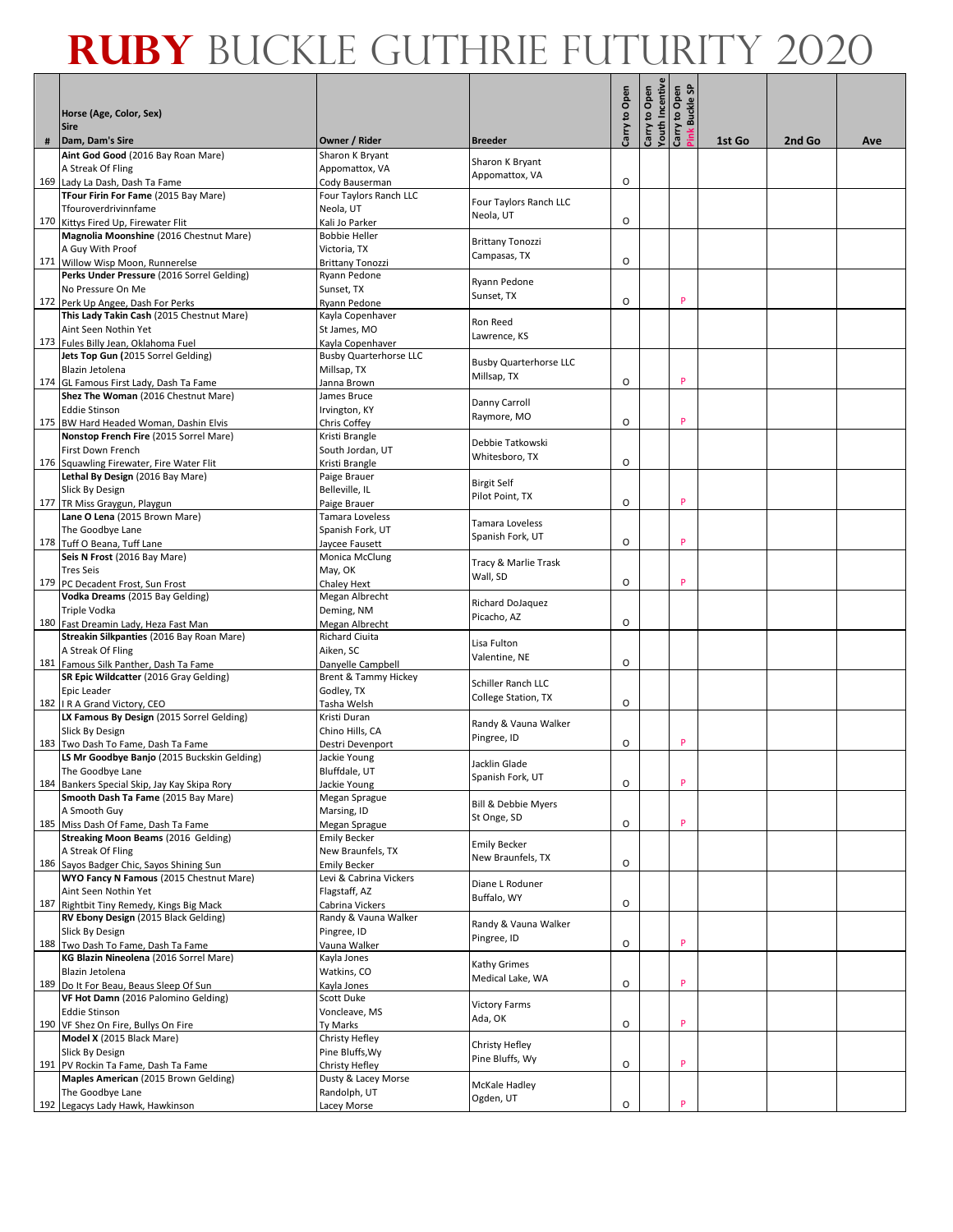# RUBY BUCKLE GUTHRIE FUTURITY 2020

| # | Horse (Age, Color, Sex) / Sire / Dam, Dam's Sire | Owner / Rider | Breeder | Carry to Open | Carry to Open Youth Incentive | Carry to Open Pink Buckle SP | 1st Go | 2nd Go | Ave |
|---|---|---|---|---|---|---|---|---|---|
| 169 | **Aint God Good** (2016 Bay Roan Mare) A Streak Of Fling Lady La Dash, Dash Ta Fame | Sharon K Bryant Appomattox, VA Cody Bauserman | Sharon K Bryant Appomattox, VA | O | | | | | |
| 170 | **TFour Firin For Fame** (2015 Bay Mare) Tfouroverdrivinnfame Kittys Fired Up, Firewater Flit | Four Taylors Ranch LLC Neola, UT Kali Jo Parker | Four Taylors Ranch LLC Neola, UT | O | | | | | |
| 171 | **Magnolia Moonshine** (2016 Chestnut Mare) A Guy With Proof Willow Wisp Moon, Runnerelse | Bobbie Heller Victoria, TX Brittany Tonozzi | Brittany Tonozzi Campasas, TX | O | | | | | |
| 172 | **Perks Under Pressure** (2016 Sorrel Gelding) No Pressure On Me Perk Up Angee, Dash For Perks | Ryann Pedone Sunset, TX Ryann Pedone | Ryann Pedone Sunset, TX | O | | P | | | |
| 173 | **This Lady Takin Cash** (2015 Chestnut Mare) Aint Seen Nothin Yet Fules Billy Jean, Oklahoma Fuel | Kayla Copenhaver St James, MO Kayla Copenhaver | Ron Reed Lawrence, KS | | | | | | |
| 174 | **Jets Top Gun (**2015 Sorrel Gelding) Blazin Jetolena GL Famous First Lady, Dash Ta Fame | Busby Quarterhorse LLC Millsap, TX Janna Brown | Busby Quarterhorse LLC Millsap, TX | O | | P | | | |
| 175 | **Shez The Woman** (2016 Chestnut Mare) Eddie Stinson BW Hard Headed Woman, Dashin Elvis | James Bruce Irvington, KY Chris Coffey | Danny Carroll Raymore, MO | O | | P | | | |
| 176 | **Nonstop French Fire** (2015 Sorrel Mare) First Down French Squawling Firewater, Fire Water Flit | Kristi Brangle South Jordan, UT Kristi Brangle | Debbie Tatkowski Whitesboro, TX | O | | | | | |
| 177 | **Lethal By Design** (2016 Bay Mare) Slick By Design TR Miss Graygun, Playgun | Paige Brauer Belleville, IL Paige Brauer | Birgit Self Pilot Point, TX | O | | P | | | |
| 178 | **Lane O Lena** (2015 Brown Mare) The Goodbye Lane Tuff O Beana, Tuff Lane | Tamara Loveless Spanish Fork, UT Jaycee Fausett | Tamara Loveless Spanish Fork, UT | O | | P | | | |
| 179 | **Seis N Frost** (2016 Bay Mare) Tres Seis PC Decadent Frost, Sun Frost | Monica McClung May, OK Chaley Hext | Tracy & Marlie Trask Wall, SD | O | | P | | | |
| 180 | **Vodka Dreams** (2015 Bay Gelding) Triple Vodka Fast Dreamin Lady, Heza Fast Man | Megan Albrecht Deming, NM Megan Albrecht | Richard DoJaquez Picacho, AZ | O | | | | | |
| 181 | **Streakin Silkpanties** (2016 Bay Roan Mare) A Streak Of Fling Famous Silk Panther, Dash Ta Fame | Richard Ciuita Aiken, SC Danyelle Campbell | Lisa Fulton Valentine, NE | O | | | | | |
| 182 | **SR Epic Wildcatter** (2016 Gray Gelding) Epic Leader I R A Grand Victory, CEO | Brent & Tammy Hickey Godley, TX Tasha Welsh | Schiller Ranch LLC College Station, TX | O | | | | | |
| 183 | **LX Famous By Design** (2015 Sorrel Gelding) Slick By Design Two Dash To Fame, Dash Ta Fame | Kristi Duran Chino Hills, CA Destri Devenport | Randy & Vauna Walker Pingree, ID | O | | P | | | |
| 184 | **LS Mr Goodbye Banjo** (2015 Buckskin Gelding) The Goodbye Lane Bankers Special Skip, Jay Kay Skipa Rory | Jackie Young Bluffdale, UT Jackie Young | Jacklin Glade Spanish Fork, UT | O | | P | | | |
| 185 | **Smooth Dash Ta Fame** (2015 Bay Mare) A Smooth Guy Miss Dash Of Fame, Dash Ta Fame | Megan Sprague Marsing, ID Megan Sprague | Bill & Debbie Myers St Onge, SD | O | | P | | | |
| 186 | **Streaking Moon Beams** (2016 Gelding) A Streak Of Fling Sayos Badger Chic, Sayos Shining Sun | Emily Becker New Braunfels, TX Emily Becker | Emily Becker New Braunfels, TX | O | | | | | |
| 187 | **WYO Fancy N Famous** (2015 Chestnut Mare) Aint Seen Nothin Yet Rightbit Tiny Remedy, Kings Big Mack | Levi & Cabrina Vickers Flagstaff, AZ Cabrina Vickers | Diane L Roduner Buffalo, WY | O | | | | | |
| 188 | **RV Ebony Design** (2015 Black Gelding) Slick By Design Two Dash To Fame, Dash Ta Fame | Randy & Vauna Walker Pingree, ID Vauna Walker | Randy & Vauna Walker Pingree, ID | O | | P | | | |
| 189 | **KG Blazin Nineolena** (2016 Sorrel Mare) Blazin Jetolena Do It For Beau, Beaus Sleep Of Sun | Kayla Jones Watkins, CO Kayla Jones | Kathy Grimes Medical Lake, WA | O | | P | | | |
| 190 | **VF Hot Damn** (2016 Palomino Gelding) Eddie Stinson VF Shez On Fire, Bullys On Fire | Scott Duke Voncleave, MS Ty Marks | Victory Farms Ada, OK | O | | P | | | |
| 191 | **Model X** (2015 Black Mare) Slick By Design PV Rockin Ta Fame, Dash Ta Fame | Christy Hefley Pine Bluffs,Wy Christy Hefley | Christy Hefley Pine Bluffs, Wy | O | | P | | | |
| 192 | **Maples American** (2015 Brown Gelding) The Goodbye Lane Legacys Lady Hawk, Hawkinson | Dusty & Lacey Morse Randolph, UT Lacey Morse | McKale Hadley Ogden, UT | O | | P | | | |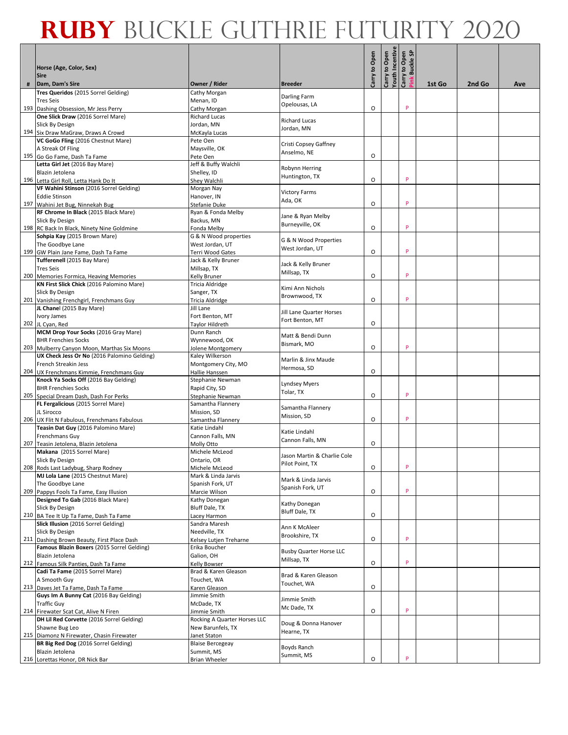# RUBY BUCKLE GUTHRIE FUTURITY 2020

| # | Horse (Age, Color, Sex)<br>Sire<br>Dam, Dam's Sire | Owner / Rider | Breeder | Carry to Open | Carry to Open Youth Incentive | Carry to Open Pink Buckle SP | 1st Go | 2nd Go | Ave |
|---|---|---|---|---|---|---|---|---|---|
| 193 | **Tres Queridos** (2015 Sorrel Gelding)<br>Tres Seis<br>Dashing Obsession, Mr Jess Perry | Cathy Morgan<br>Menan, ID<br>Cathy Morgan | Darling Farm<br>Opelousas, LA | O | | P | | | |
| 194 | **One Slick Draw** (2016 Sorrel Mare)<br>Slick By Design<br>Six Draw MaGraw, Draws A Crowd | Richard Lucas<br>Jordan, MN<br>McKayla Lucas | Richard Lucas<br>Jordan, MN | | | | | | |
| 195 | **VC GoGo Fling** (2016 Chestnut Mare)<br>A Streak Of Fling<br>Go Go Fame, Dash Ta Fame | Pete Oen<br>Maysville, OK<br>Pete Oen | Cristi Copsey Gaffney<br>Anselmo, NE | O | | | | | |
| 196 | **Letta Girl Jet** (2016 Bay Mare)<br>Blazin Jetolena<br>Letta Girl Roll, Letta Hank Do It | Jeff & Buffy Walchli<br>Shelley, ID<br>Shey Walchli | Robynn Herring<br>Huntington, TX | O | | P | | | |
| 197 | **VF Wahini Stinson** (2016 Sorrel Gelding)<br>Eddie Stinson<br>Wahini Jet Bug, Ninnekah Bug | Morgan Nay<br>Hanover, IN<br>Stefanie Duke | Victory Farms<br>Ada, OK | O | | P | | | |
| 198 | **RF Chrome In Black** (2015 Black Mare)<br>Slick By Design<br>RC Back In Black, Ninety Nine Goldmine | Ryan & Fonda Melby<br>Backus, MN<br>Fonda Melby | Jane & Ryan Melby<br>Burneyville, OK | O | | P | | | |
| 199 | **Sohpia Kay** (2015 Brown Mare)<br>The Goodbye Lane<br>GW Plain Jane Fame, Dash Ta Fame | G & N Wood properties<br>West Jordan, UT<br>Terri Wood Gates | G & N Wood Properties<br>West Jordan, UT | O | | P | | | |
| 200 | **Tufferenell** (2015 Bay Mare)<br>Tres Seis<br>Memories Formica, Heaving Memories | Jack & Kelly Bruner<br>Millsap, TX<br>Kelly Bruner | Jack & Kelly Bruner<br>Millsap, TX | O | | P | | | |
| 201 | **KN First Slick Chick** (2016 Palomino Mare)<br>Slick By Design<br>Vanishing Frenchgirl, Frenchmans Guy | Tricia Aldridge<br>Sanger, TX<br>Tricia Aldridge | Kimi Ann Nichols<br>Brownwood, TX | O | | P | | | |
| 202 | **JL Chanel** (2015 Bay Mare)<br>Ivory James<br>JL Cyan, Red | Jill Lane<br>Fort Benton, MT<br>Taylor Hildreth | Jill Lane Quarter Horses<br>Fort Benton, MT | O | | | | | |
| 203 | **MCM Drop Your Socks** (2016 Gray Mare)<br>BHR Frenchies Socks<br>Mulberry Canyon Moon, Marthas Six Moons | Dunn Ranch<br>Wynnewood, OK<br>Jolene Montgomery | Matt & Bendi Dunn<br>Bismark, MO | O | | P | | | |
| 204 | **UX Check Jess Or No** (2016 Palomino Gelding)<br>French Streakin Jess<br>UX Frenchmans Kimmie, Frenchmans Guy | Kaley Wilkerson<br>Montgomery City, MO<br>Hallie Hanssen | Marlin & Jinx Maude<br>Hermosa, SD | O | | | | | |
| 205 | **Knock Ya Socks Off** (2016 Bay Gelding)<br>BHR Frenchies Socks<br>Special Dream Dash, Dash For Perks | Stephanie Newman<br>Rapid City, SD<br>Stephanie Newman | Lyndsey Myers<br>Tolar, TX | O | | P | | | |
| 206 | **FL Fergalicious** (2015 Sorrel Mare)<br>JL Sirocco<br>UX Flit N Fabulous, Frenchmans Fabulous | Samantha Flannery<br>Mission, SD<br>Samantha Flannery | Samantha Flannery<br>Mission, SD | O | | P | | | |
| 207 | **Teasin Dat Guy** (2016 Palomino Mare)<br>Frenchmans Guy<br>Teasin Jetolena, Blazin Jetolena | Katie Lindahl<br>Cannon Falls, MN<br>Molly Otto | Katie Lindahl<br>Cannon Falls, MN | O | | | | | |
| 208 | **Makana** (2015 Sorrel Mare)<br>Slick By Design<br>Rods Last Ladybug, Sharp Rodney | Michele McLeod<br>Ontario, OR<br>Michele McLeod | Jason Martin & Charlie Cole<br>Pilot Point, TX | O | | P | | | |
| 209 | **MJ Lola Lane** (2015 Chestnut Mare)<br>The Goodbye Lane<br>Pappys Fools Ta Fame, Easy Illusion | Mark & Linda Jarvis<br>Spanish Fork, UT<br>Marcie Wilson | Mark & Linda Jarvis<br>Spanish Fork, UT | O | | P | | | |
| 210 | **Designed To Gab** (2016 Black Mare)<br>Slick By Design<br>BA Tee It Up Ta Fame, Dash Ta Fame | Kathy Donegan<br>Bluff Dale, TX<br>Lacey Harmon | Kathy Donegan<br>Bluff Dale, TX | O | | | | | |
| 211 | **Slick Illusion** (2016 Sorrel Gelding)<br>Slick By Design<br>Dashing Brown Beauty, First Place Dash | Sandra Maresh<br>Needville, TX<br>Kelsey Lutjen Treharne | Ann K McAleer<br>Brookshire, TX | O | | P | | | |
| 212 | **Famous Blazin Boxers** (2015 Sorrel Gelding)<br>Blazin Jetolena<br>Famous Silk Panties, Dash Ta Fame | Erika Boucher<br>Galion, OH<br>Kelly Bowser | Busby Quarter Horse LLC<br>Millsap, TX | O | | P | | | |
| 213 | **Cadi Ta Fame** (2015 Sorrel Mare)<br>A Smooth Guy<br>Daves Jet Ta Fame, Dash Ta Fame | Brad & Karen Gleason<br>Touchet, WA<br>Karen Gleason | Brad & Karen Gleason<br>Touchet, WA | O | | | | | |
| 214 | **Guys Im A Bunny Cat** (2016 Bay Gelding)<br>Traffic Guy<br>Firewater Scat Cat, Alive N Firen | Jimmie Smith<br>McDade, TX<br>Jimmie Smith | Jimmie Smith<br>Mc Dade, TX | O | | P | | | |
| 215 | **DH Lil Red Corvette** (2016 Sorrel Gelding)<br>Shawne Bug Leo<br>Diamonz N Firewater, Chasin Firewater | Rocking A Quarter Horses LLC<br>New Barunfels, TX<br>Janet Staton | Doug & Donna Hanover<br>Hearne, TX | | | | | | |
| 216 | **BR Big Red Dog** (2016 Sorrel Gelding)<br>Blazin Jetolena<br>Lorettas Honor, DR Nick Bar | Blaise Bercegeay<br>Summit, MS<br>Brian Wheeler | Boyds Ranch<br>Summit, MS | O | | P | | | |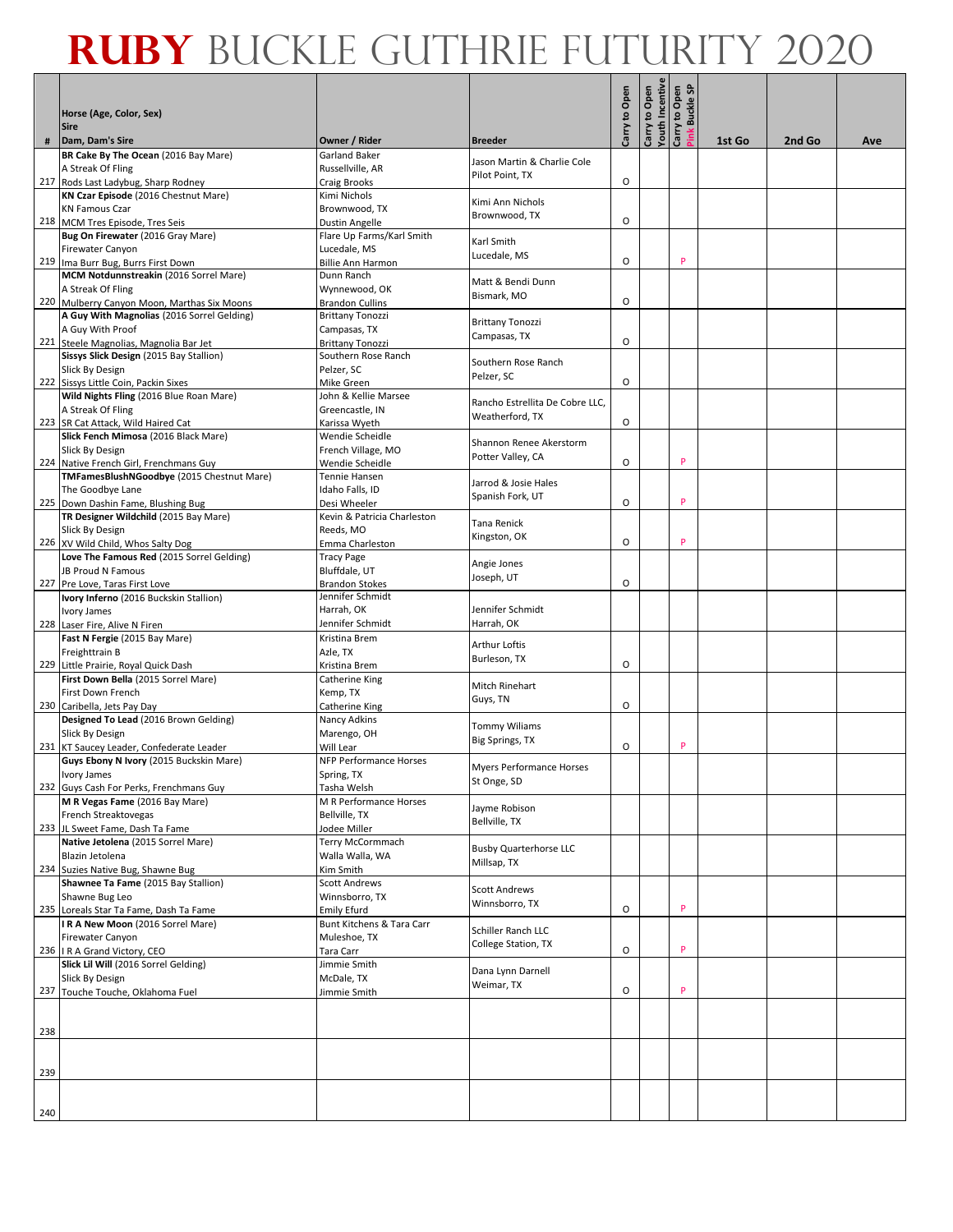# RUBY BUCKLE GUTHRIE FUTURITY 2020

| # | Horse (Age, Color, Sex)<br>Sire<br>Dam, Dam's Sire | Owner / Rider | Breeder | Carry to Open | Carry to Open Youth Incentive | Carry to Open Pink Buckle SP | 1st Go | 2nd Go | Ave |
|---|---|---|---|---|---|---|---|---|---|
| 217 | **BR Cake By The Ocean** (2016 Bay Mare)<br>A Streak Of Fling<br>Rods Last Ladybug, Sharp Rodney | Garland Baker<br>Russellville, AR<br>Craig Brooks | Jason Martin & Charlie Cole<br>Pilot Point, TX | O | | | | | |
| 218 | **KN Czar Episode** (2016 Chestnut Mare)<br>KN Famous Czar<br>MCM Tres Episode, Tres Seis | Kimi Nichols<br>Brownwood, TX<br>Dustin Angelle | Kimi Ann Nichols<br>Brownwood, TX | O | | | | | |
| 219 | **Bug On Firewater** (2016 Gray Mare)<br>Firewater Canyon<br>Ima Burr Bug, Burrs First Down | Flare Up Farms/Karl Smith<br>Lucedale, MS<br>Billie Ann Harmon | Karl Smith<br>Lucedale, MS | O | | P | | | |
| 220 | **MCM Notdunnstreakin** (2016 Sorrel Mare)<br>A Streak Of Fling<br>Mulberry Canyon Moon, Marthas Six Moons | Dunn Ranch<br>Wynnewood, OK<br>Brandon Cullins | Matt & Bendi Dunn<br>Bismark, MO | O | | | | | |
| 221 | **A Guy With Magnolias** (2016 Sorrel Gelding)<br>A Guy With Proof<br>Steele Magnolias, Magnolia Bar Jet | Brittany Tonozzi<br>Campasas, TX<br>Brittany Tonozzi | Brittany Tonozzi<br>Campasas, TX | O | | | | | |
| 222 | **Sissys Slick Design** (2015 Bay Stallion)<br>Slick By Design<br>Sissys Little Coin, Packin Sixes | Southern Rose Ranch<br>Pelzer, SC<br>Mike Green | Southern Rose Ranch<br>Pelzer, SC | O | | | | | |
| 223 | **Wild Nights Fling** (2016 Blue Roan Mare)<br>A Streak Of Fling<br>SR Cat Attack, Wild Haired Cat | John & Kellie Marsee<br>Greencastle, IN<br>Karissa Wyeth | Rancho Estrellita De Cobre LLC,<br>Weatherford, TX | O | | | | | |
| 224 | **Slick Fench Mimosa** (2016 Black Mare)<br>Slick By Design<br>Native French Girl, Frenchmans Guy | Wendie Scheidle<br>French Village, MO<br>Wendie Scheidle | Shannon Renee Akerstorm<br>Potter Valley, CA | O | | P | | | |
| 225 | **TMFamesBlushNGoodbye** (2015 Chestnut Mare)<br>The Goodbye Lane<br>Down Dashin Fame, Blushing Bug | Tennie Hansen<br>Idaho Falls, ID<br>Desi Wheeler | Jarrod & Josie Hales<br>Spanish Fork, UT | O | | P | | | |
| 226 | **TR Designer Wildchild** (2015 Bay Mare)<br>Slick By Design<br>XV Wild Child, Whos Salty Dog | Kevin & Patricia Charleston<br>Reeds, MO<br>Emma Charleston | Tana Renick<br>Kingston, OK | O | | P | | | |
| 227 | **Love The Famous Red** (2015 Sorrel Gelding)<br>JB Proud N Famous<br>Pre Love, Taras First Love | Tracy Page<br>Bluffdale, UT<br>Brandon Stokes | Angie Jones<br>Joseph, UT | O | | | | | |
| 228 | **Ivory Inferno** (2016 Buckskin Stallion)<br>Ivory James<br>Laser Fire, Alive N Firen | Jennifer Schmidt<br>Harrah, OK<br>Jennifer Schmidt | Jennifer Schmidt<br>Harrah, OK | | | | | | |
| 229 | **Fast N Fergie** (2015 Bay Mare)<br>Freighttrain B<br>Little Prairie, Royal Quick Dash | Kristina Brem<br>Azle, TX<br>Kristina Brem | Arthur Loftis<br>Burleson, TX | O | | | | | |
| 230 | **First Down Bella** (2015 Sorrel Mare)<br>First Down French<br>Caribella, Jets Pay Day | Catherine King<br>Kemp, TX<br>Catherine King | Mitch Rinehart<br>Guys, TN | O | | | | | |
| 231 | **Designed To Lead** (2016 Brown Gelding)<br>Slick By Design<br>KT Saucey Leader, Confederate Leader | Nancy Adkins<br>Marengo, OH<br>Will Lear | Tommy Wiliams<br>Big Springs, TX | O | | P | | | |
| 232 | **Guys Ebony N Ivory** (2015 Buckskin Mare)<br>Ivory James<br>Guys Cash For Perks, Frenchmans Guy | NFP Performance Horses<br>Spring, TX<br>Tasha Welsh | Myers Performance Horses<br>St Onge, SD | | | | | | |
| 233 | **M R Vegas Fame** (2016 Bay Mare)<br>French Streaktovegas<br>JL Sweet Fame, Dash Ta Fame | M R Performance Horses<br>Bellville, TX<br>Jodee Miller | Jayme Robison<br>Bellville, TX | | | | | | |
| 234 | **Native Jetolena** (2015 Sorrel Mare)<br>Blazin Jetolena<br>Suzies Native Bug, Shawne Bug | Terry McCormmach<br>Walla Walla, WA<br>Kim Smith | Busby Quarterhorse LLC<br>Millsap, TX | | | | | | |
| 235 | **Shawnee Ta Fame** (2015 Bay Stallion)<br>Shawne Bug Leo<br>Loreals Star Ta Fame, Dash Ta Fame | Scott Andrews<br>Winnsboro, TX<br>Emily Efurd | Scott Andrews<br>Winnsboro, TX | O | | P | | | |
| 236 | **I R A New Moon** (2016 Sorrel Mare)<br>Firewater Canyon<br>I R A Grand Victory, CEO | Bunt Kitchens & Tara Carr<br>Muleshoe, TX<br>Tara Carr | Schiller Ranch LLC<br>College Station, TX | O | | P | | | |
| 237 | **Slick Lil Will** (2016 Sorrel Gelding)<br>Slick By Design<br>Touche Touche, Oklahoma Fuel | Jimmie Smith<br>McDale, TX<br>Jimmie Smith | Dana Lynn Darnell<br>Weimar, TX | O | | P | | | |
| 238 | | | | | | | | | |
| 239 | | | | | | | | | |
| 240 | | | | | | | | | |